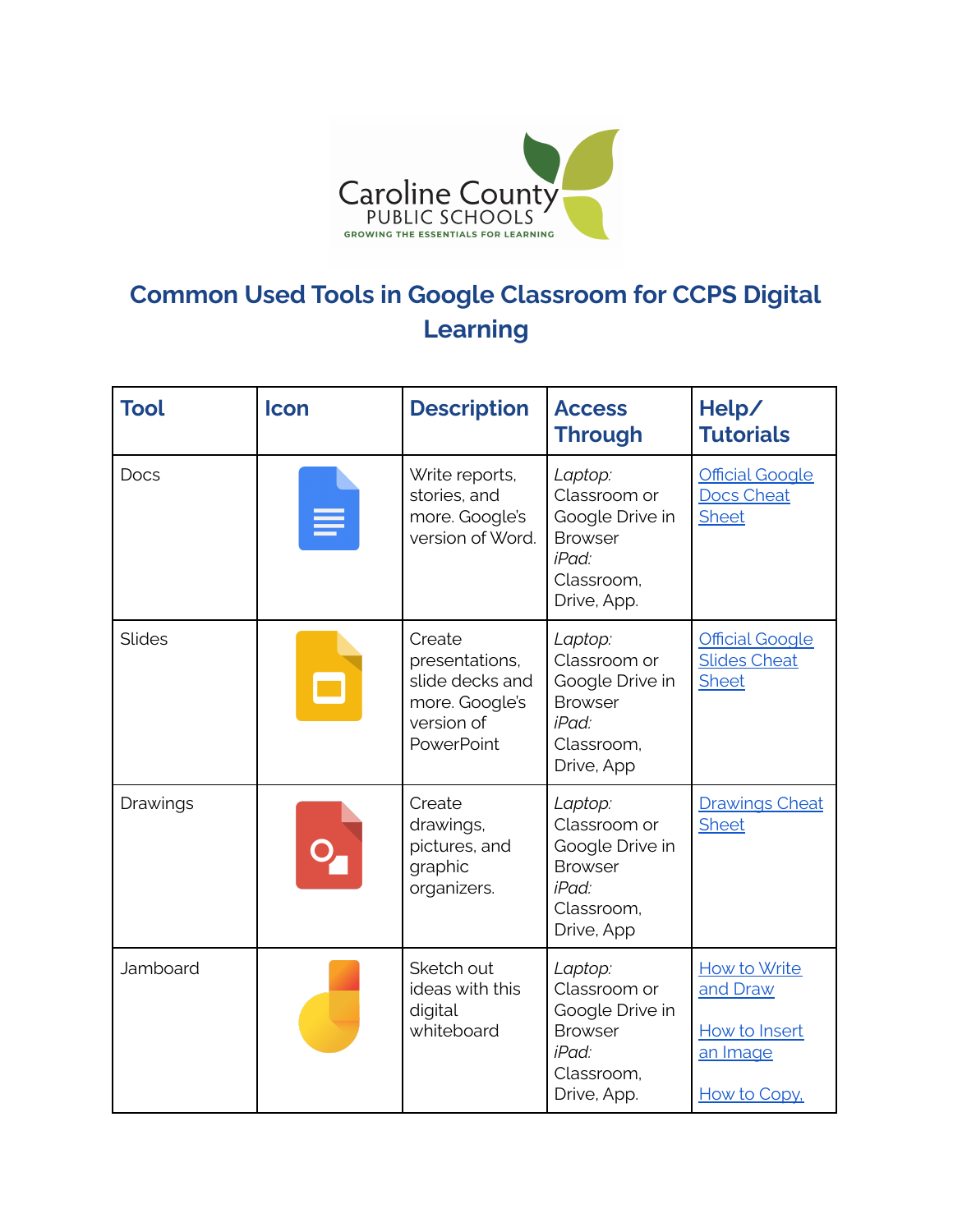Caroline County PUBLIC SCHOOLS
GROWING THE ESSENTIALS FOR LEARNING

# Common Used Tools in Google Classroom for CCPS Digital Learning

| Tool | Icon | Description | Access Through | Help/ Tutorials |
|---|---|---|---|---|
| Docs | | Write reports, stories, and more. Google's version of Word. | *Laptop:* Classroom or Google Drive in Browser *iPad:* Classroom, Drive, App. | Official Google Docs Cheat Sheet |
| Slides | | Create presentations, slide decks and more. Google's version of PowerPoint | *Laptop:* Classroom or Google Drive in Browser *iPad:* Classroom, Drive, App | Official Google Slides Cheat Sheet |
| Drawings | | Create drawings, pictures, and graphic organizers. | *Laptop:* Classroom or Google Drive in Browser *iPad:* Classroom, Drive, App | Drawings Cheat Sheet |
| Jamboard | | Sketch out ideas with this digital whiteboard | *Laptop:* Classroom or Google Drive in Browser *iPad:* Classroom, Drive, App. | How to Write and Draw<br><br>How to Insert an Image<br><br>How to Copy, |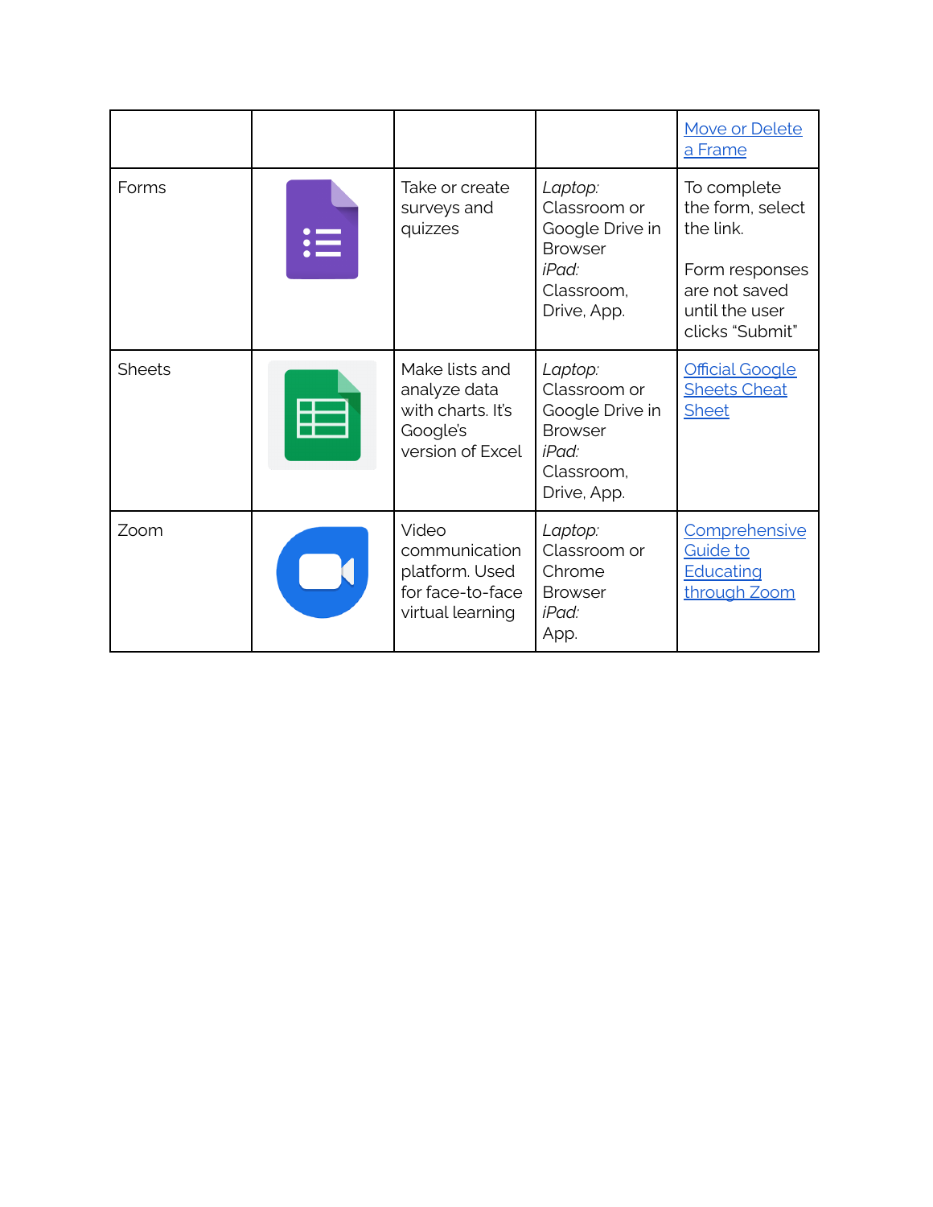| | | | | |
|---|---|---|---|---|
| | | | | Move or Delete a Frame |
| Forms | | Take or create surveys and quizzes | *Laptop:* Classroom or Google Drive in Browser *iPad:* Classroom, Drive, App. | To complete the form, select the link. Form responses are not saved until the user clicks "Submit" |
| Sheets | | Make lists and analyze data with charts. It's Google's version of Excel | *Laptop:* Classroom or Google Drive in Browser *iPad:* Classroom, Drive, App. | Official Google Sheets Cheat Sheet |
| Zoom | | Video communication platform. Used for face-to-face virtual learning | *Laptop:* Classroom or Chrome Browser *iPad:* App. | Comprehensive Guide to Educating through Zoom |